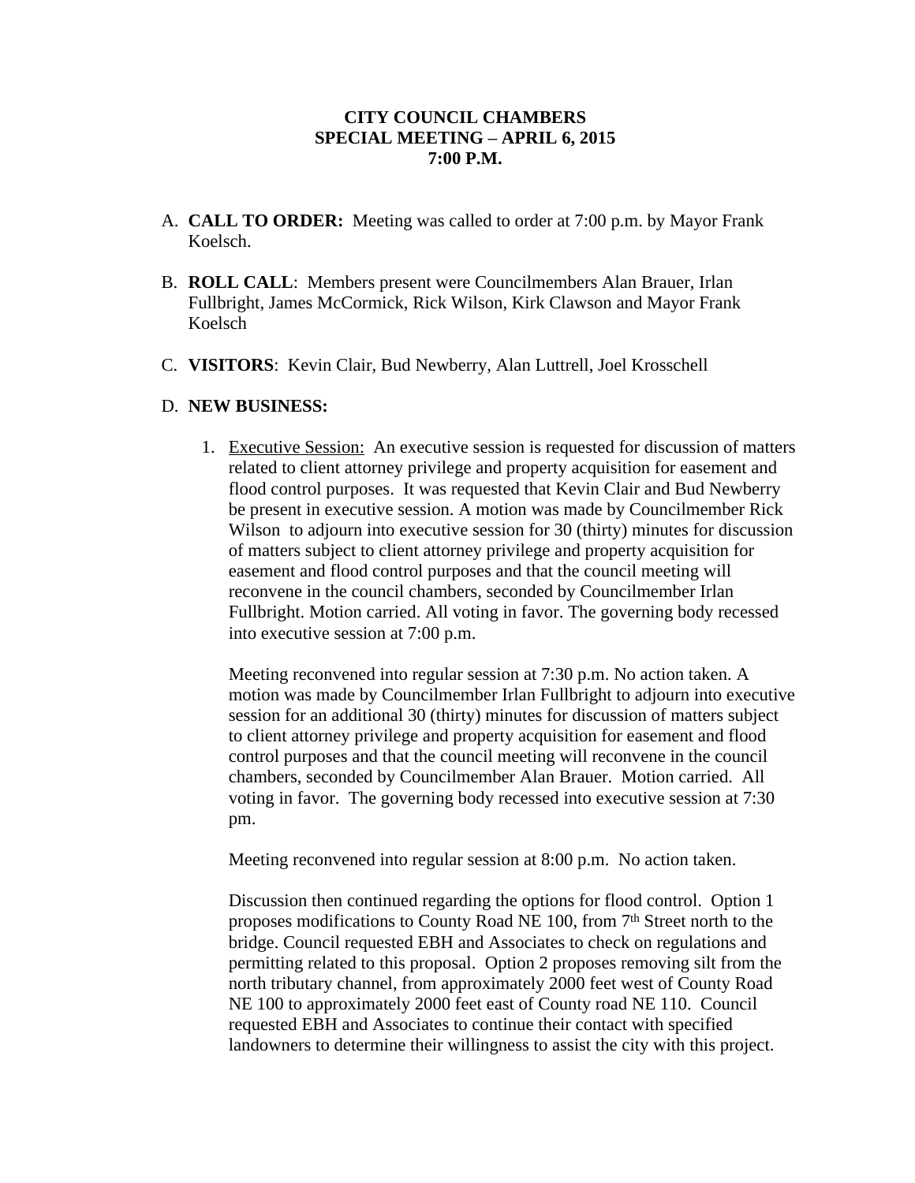**CITY COUNCIL CHAMBERS**
**SPECIAL MEETING – APRIL 6, 2015**
**7:00 P.M.**

A. **CALL TO ORDER:** Meeting was called to order at 7:00 p.m. by Mayor Frank Koelsch.

B. **ROLL CALL**: Members present were Councilmembers Alan Brauer, Irlan Fullbright, James McCormick, Rick Wilson, Kirk Clawson and Mayor Frank Koelsch

C. **VISITORS**: Kevin Clair, Bud Newberry, Alan Luttrell, Joel Krosschell

D. **NEW BUSINESS:**

1. Executive Session: An executive session is requested for discussion of matters related to client attorney privilege and property acquisition for easement and flood control purposes. It was requested that Kevin Clair and Bud Newberry be present in executive session. A motion was made by Councilmember Rick Wilson to adjourn into executive session for 30 (thirty) minutes for discussion of matters subject to client attorney privilege and property acquisition for easement and flood control purposes and that the council meeting will reconvene in the council chambers, seconded by Councilmember Irlan Fullbright. Motion carried. All voting in favor. The governing body recessed into executive session at 7:00 p.m.

   Meeting reconvened into regular session at 7:30 p.m. No action taken. A motion was made by Councilmember Irlan Fullbright to adjourn into executive session for an additional 30 (thirty) minutes for discussion of matters subject to client attorney privilege and property acquisition for easement and flood control purposes and that the council meeting will reconvene in the council chambers, seconded by Councilmember Alan Brauer. Motion carried. All voting in favor. The governing body recessed into executive session at 7:30 pm.

   Meeting reconvened into regular session at 8:00 p.m. No action taken.

   Discussion then continued regarding the options for flood control. Option 1 proposes modifications to County Road NE 100, from 7th Street north to the bridge. Council requested EBH and Associates to check on regulations and permitting related to this proposal. Option 2 proposes removing silt from the north tributary channel, from approximately 2000 feet west of County Road NE 100 to approximately 2000 feet east of County road NE 110. Council requested EBH and Associates to continue their contact with specified landowners to determine their willingness to assist the city with this project.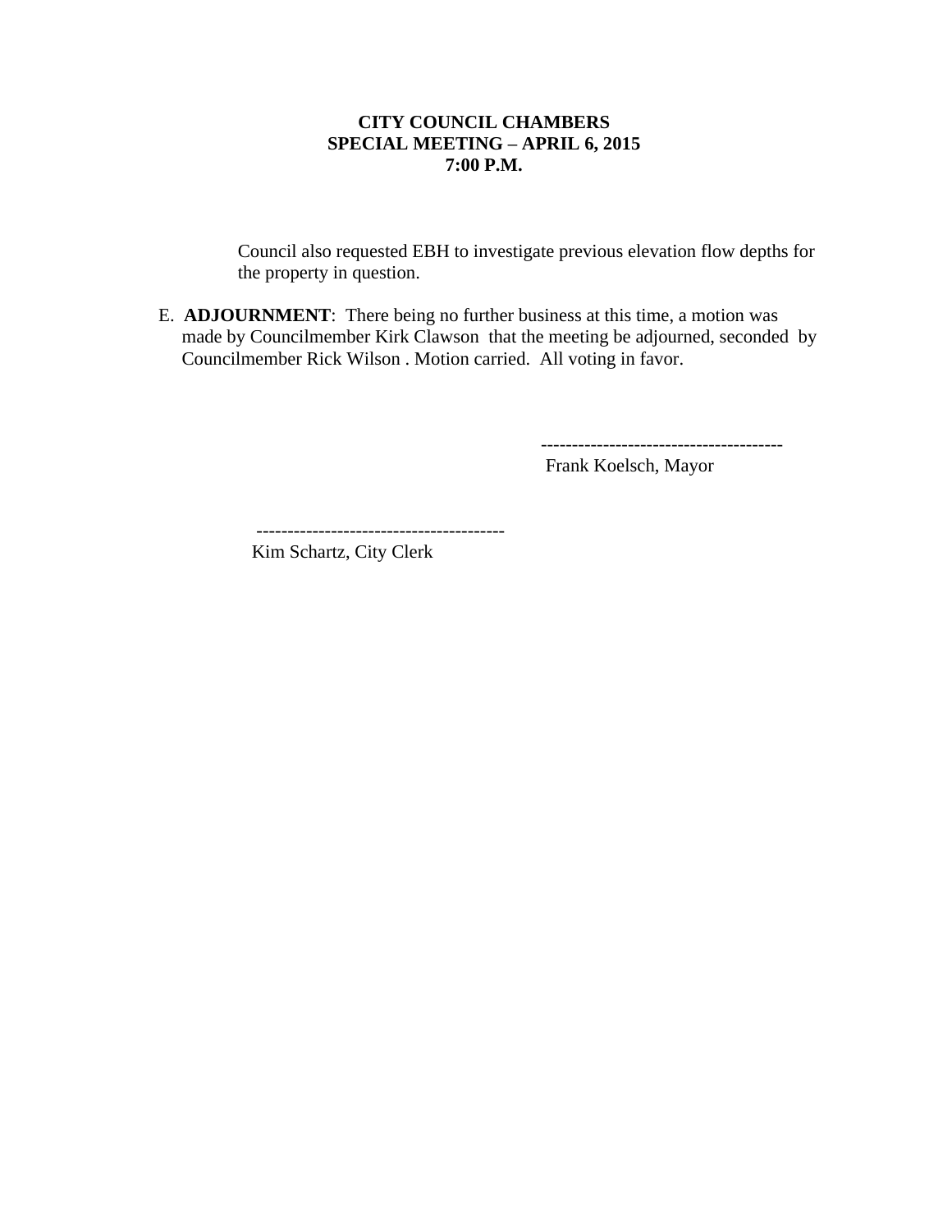**CITY COUNCIL CHAMBERS**
**SPECIAL MEETING – APRIL 6, 2015**
**7:00 P.M.**

Council also requested EBH to investigate previous elevation flow depths for the property in question.

E. **ADJOURNMENT**: There being no further business at this time, a motion was made by Councilmember Kirk Clawson that the meeting be adjourned, seconded by Councilmember Rick Wilson . Motion carried. All voting in favor.

---------------------------------------
Frank Koelsch, Mayor

----------------------------------------
Kim Schartz, City Clerk